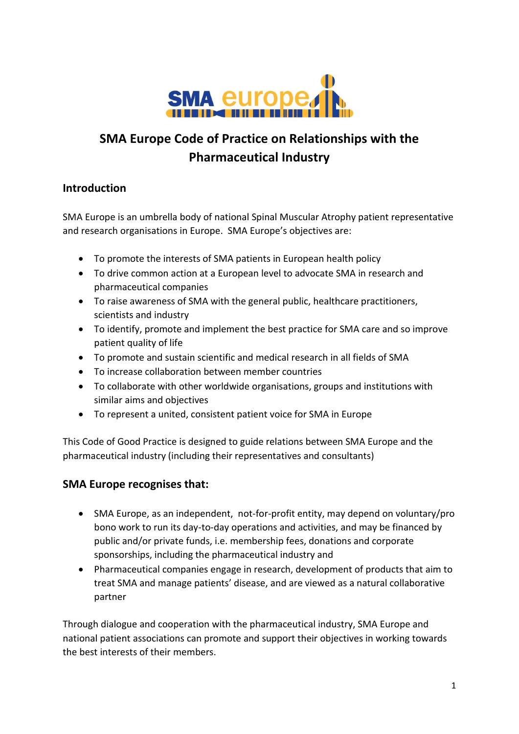# SMA Europe Code of Practice on Relationships with the Pharmaceutical Industry

## Introduction

SMA Europe is an umbrella body of national Spinal Muscular Atrophy patient representative and research organisations in Europe. SMA Europe's objectives are:

- To promote the interests of SMA patients in European health policy
- To drive common action at a European level to advocate SMA in research and pharmaceutical companies
- To raise awareness of SMA with the general public, healthcare practitioners, scientists and industry
- To identify, promote and implement the best practice for SMA care and so improve patient quality of life
- To promote and sustain scientific and medical research in all fields of SMA
- To increase collaboration between member countries
- To collaborate with other worldwide organisations, groups and institutions with similar aims and objectives
- To represent a united, consistent patient voice for SMA in Europe

This Code of Good Practice is designed to guide relations between SMA Europe and the pharmaceutical industry (including their representatives and consultants)

## SMA Europe recognises that:

- SMA Europe, as an independent, not-for-profit entity, may depend on voluntary/pro bono work to run its day-to-day operations and activities, and may be financed by public and/or private funds, i.e. membership fees, donations and corporate sponsorships, including the pharmaceutical industry and
- Pharmaceutical companies engage in research, development of products that aim to treat SMA and manage patients' disease, and are viewed as a natural collaborative partner

Through dialogue and cooperation with the pharmaceutical industry, SMA Europe and national patient associations can promote and support their objectives in working towards the best interests of their members.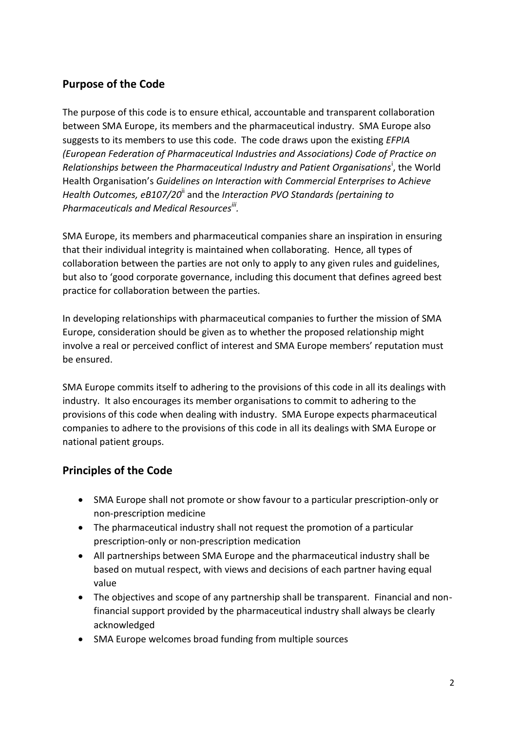## Purpose of the Code

The purpose of this code is to ensure ethical, accountable and transparent collaboration between SMA Europe, its members and the pharmaceutical industry. SMA Europe also suggests to its members to use this code. The code draws upon the existing *EFPIA (European Federation of Pharmaceutical Industries and Associations) Code of Practice on Relationships between the Pharmaceutical Industry and Patient Organisations*[i], the World Health Organisation's *Guidelines on Interaction with Commercial Enterprises to Achieve Health Outcomes, eB107/20*[ii] and the *Interaction PVO Standards (pertaining to Pharmaceuticals and Medical Resources*[iii].

SMA Europe, its members and pharmaceutical companies share an inspiration in ensuring that their individual integrity is maintained when collaborating. Hence, all types of collaboration between the parties are not only to apply to any given rules and guidelines, but also to 'good corporate governance, including this document that defines agreed best practice for collaboration between the parties.

In developing relationships with pharmaceutical companies to further the mission of SMA Europe, consideration should be given as to whether the proposed relationship might involve a real or perceived conflict of interest and SMA Europe members' reputation must be ensured.

SMA Europe commits itself to adhering to the provisions of this code in all its dealings with industry. It also encourages its member organisations to commit to adhering to the provisions of this code when dealing with industry. SMA Europe expects pharmaceutical companies to adhere to the provisions of this code in all its dealings with SMA Europe or national patient groups.

## Principles of the Code

- SMA Europe shall not promote or show favour to a particular prescription-only or non-prescription medicine
- The pharmaceutical industry shall not request the promotion of a particular prescription-only or non-prescription medication
- All partnerships between SMA Europe and the pharmaceutical industry shall be based on mutual respect, with views and decisions of each partner having equal value
- The objectives and scope of any partnership shall be transparent. Financial and non-financial support provided by the pharmaceutical industry shall always be clearly acknowledged
- SMA Europe welcomes broad funding from multiple sources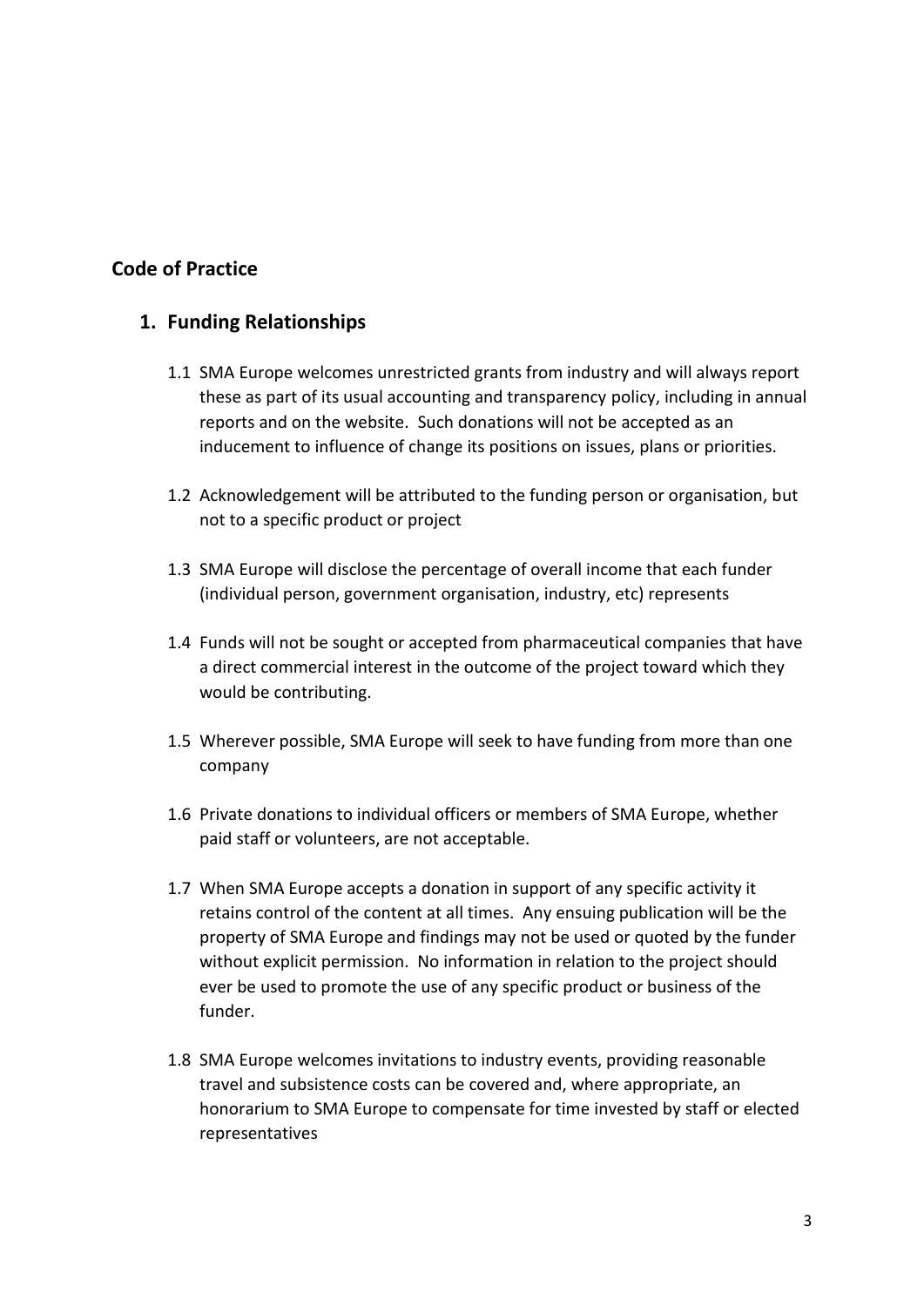## Code of Practice

### 1. Funding Relationships

1.1 SMA Europe welcomes unrestricted grants from industry and will always report these as part of its usual accounting and transparency policy, including in annual reports and on the website. Such donations will not be accepted as an inducement to influence of change its positions on issues, plans or priorities.

1.2 Acknowledgement will be attributed to the funding person or organisation, but not to a specific product or project

1.3 SMA Europe will disclose the percentage of overall income that each funder (individual person, government organisation, industry, etc) represents

1.4 Funds will not be sought or accepted from pharmaceutical companies that have a direct commercial interest in the outcome of the project toward which they would be contributing.

1.5 Wherever possible, SMA Europe will seek to have funding from more than one company

1.6 Private donations to individual officers or members of SMA Europe, whether paid staff or volunteers, are not acceptable.

1.7 When SMA Europe accepts a donation in support of any specific activity it retains control of the content at all times. Any ensuing publication will be the property of SMA Europe and findings may not be used or quoted by the funder without explicit permission. No information in relation to the project should ever be used to promote the use of any specific product or business of the funder.

1.8 SMA Europe welcomes invitations to industry events, providing reasonable travel and subsistence costs can be covered and, where appropriate, an honorarium to SMA Europe to compensate for time invested by staff or elected representatives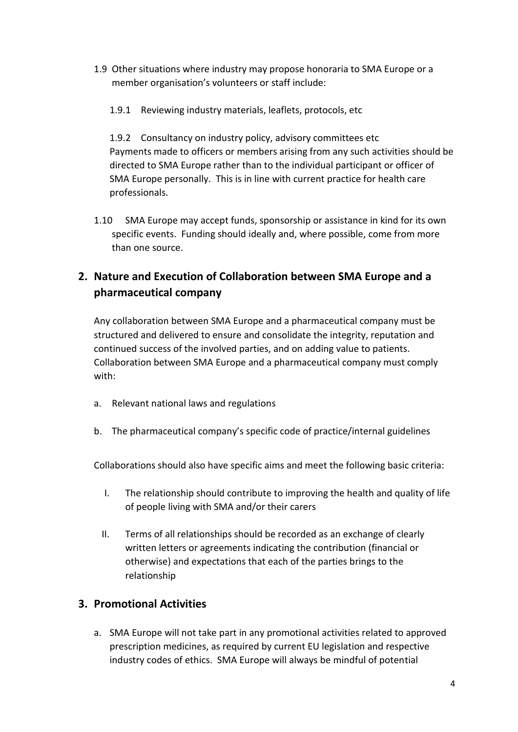1.9 Other situations where industry may propose honoraria to SMA Europe or a member organisation's volunteers or staff include:

1.9.1 Reviewing industry materials, leaflets, protocols, etc

1.9.2 Consultancy on industry policy, advisory committees etc
Payments made to officers or members arising from any such activities should be directed to SMA Europe rather than to the individual participant or officer of SMA Europe personally. This is in line with current practice for health care professionals.

1.10 SMA Europe may accept funds, sponsorship or assistance in kind for its own specific events. Funding should ideally and, where possible, come from more than one source.

## 2. Nature and Execution of Collaboration between SMA Europe and a pharmaceutical company

Any collaboration between SMA Europe and a pharmaceutical company must be structured and delivered to ensure and consolidate the integrity, reputation and continued success of the involved parties, and on adding value to patients. Collaboration between SMA Europe and a pharmaceutical company must comply with:

a. Relevant national laws and regulations

b. The pharmaceutical company's specific code of practice/internal guidelines

Collaborations should also have specific aims and meet the following basic criteria:

I. The relationship should contribute to improving the health and quality of life of people living with SMA and/or their carers

II. Terms of all relationships should be recorded as an exchange of clearly written letters or agreements indicating the contribution (financial or otherwise) and expectations that each of the parties brings to the relationship

## 3. Promotional Activities

a. SMA Europe will not take part in any promotional activities related to approved prescription medicines, as required by current EU legislation and respective industry codes of ethics. SMA Europe will always be mindful of potential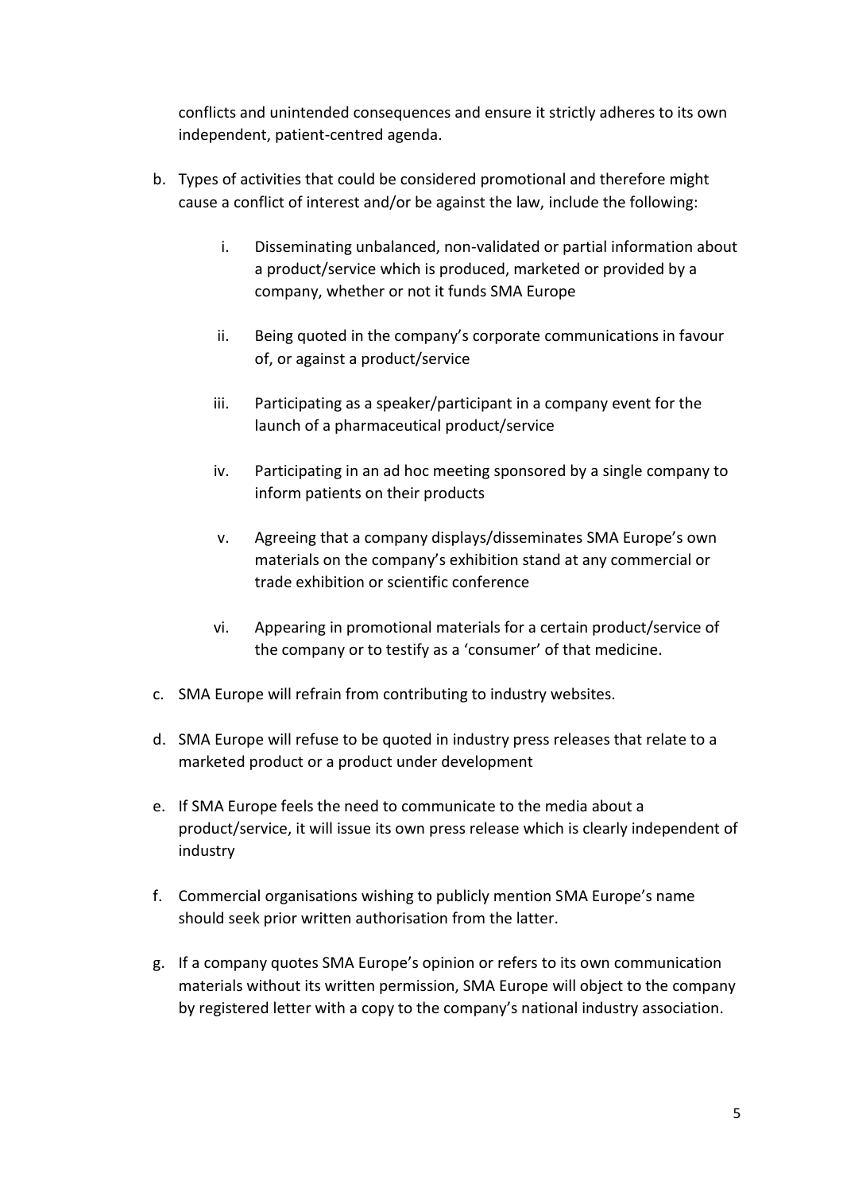conflicts and unintended consequences and ensure it strictly adheres to its own independent, patient-centred agenda.

b. Types of activities that could be considered promotional and therefore might cause a conflict of interest and/or be against the law, include the following:

    i. Disseminating unbalanced, non-validated or partial information about a product/service which is produced, marketed or provided by a company, whether or not it funds SMA Europe

    ii. Being quoted in the company's corporate communications in favour of, or against a product/service

    iii. Participating as a speaker/participant in a company event for the launch of a pharmaceutical product/service

    iv. Participating in an ad hoc meeting sponsored by a single company to inform patients on their products

    v. Agreeing that a company displays/disseminates SMA Europe's own materials on the company's exhibition stand at any commercial or trade exhibition or scientific conference

    vi. Appearing in promotional materials for a certain product/service of the company or to testify as a 'consumer' of that medicine.

c. SMA Europe will refrain from contributing to industry websites.

d. SMA Europe will refuse to be quoted in industry press releases that relate to a marketed product or a product under development

e. If SMA Europe feels the need to communicate to the media about a product/service, it will issue its own press release which is clearly independent of industry

f. Commercial organisations wishing to publicly mention SMA Europe's name should seek prior written authorisation from the latter.

g. If a company quotes SMA Europe's opinion or refers to its own communication materials without its written permission, SMA Europe will object to the company by registered letter with a copy to the company's national industry association.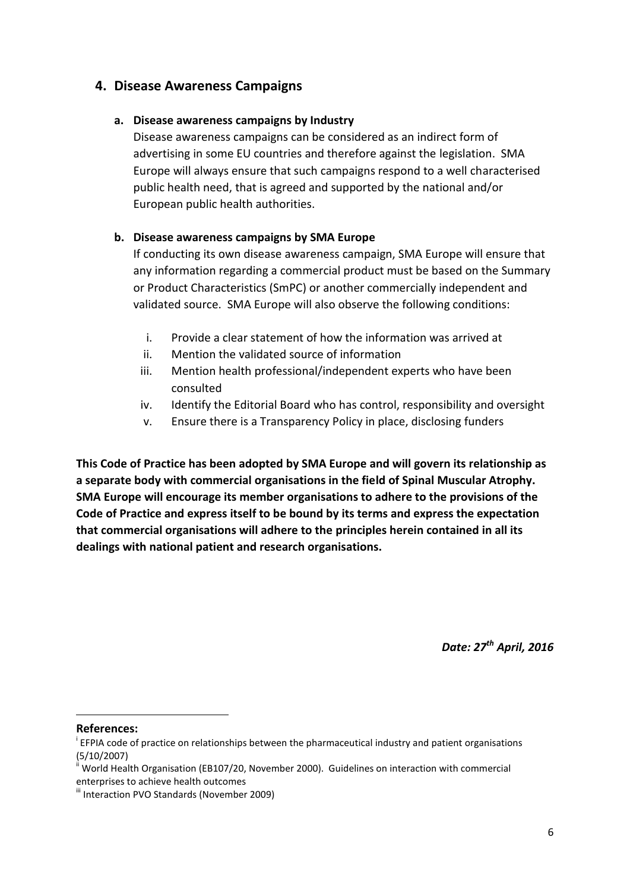## 4. Disease Awareness Campaigns

### a. Disease awareness campaigns by Industry

Disease awareness campaigns can be considered as an indirect form of advertising in some EU countries and therefore against the legislation. SMA Europe will always ensure that such campaigns respond to a well characterised public health need, that is agreed and supported by the national and/or European public health authorities.

### b. Disease awareness campaigns by SMA Europe

If conducting its own disease awareness campaign, SMA Europe will ensure that any information regarding a commercial product must be based on the Summary or Product Characteristics (SmPC) or another commercially independent and validated source. SMA Europe will also observe the following conditions:

i. Provide a clear statement of how the information was arrived at
ii. Mention the validated source of information
iii. Mention health professional/independent experts who have been consulted
iv. Identify the Editorial Board who has control, responsibility and oversight
v. Ensure there is a Transparency Policy in place, disclosing funders

**This Code of Practice has been adopted by SMA Europe and will govern its relationship as a separate body with commercial organisations in the field of Spinal Muscular Atrophy. SMA Europe will encourage its member organisations to adhere to the provisions of the Code of Practice and express itself to be bound by its terms and express the expectation that commercial organisations will adhere to the principles herein contained in all its dealings with national patient and research organisations.**

***Date: 27th April, 2016***

**References:**

[i] EFPIA code of practice on relationships between the pharmaceutical industry and patient organisations (5/10/2007)

[ii] World Health Organisation (EB107/20, November 2000). Guidelines on interaction with commercial enterprises to achieve health outcomes

[iii] Interaction PVO Standards (November 2009)